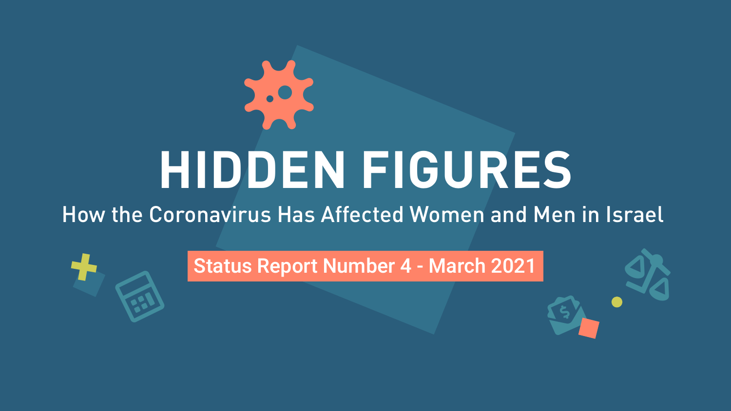# HIDDEN FIGURES

## How the Coronavirus Has Affected Women and Men in Israel

**Status Report Number 4 - March 2021**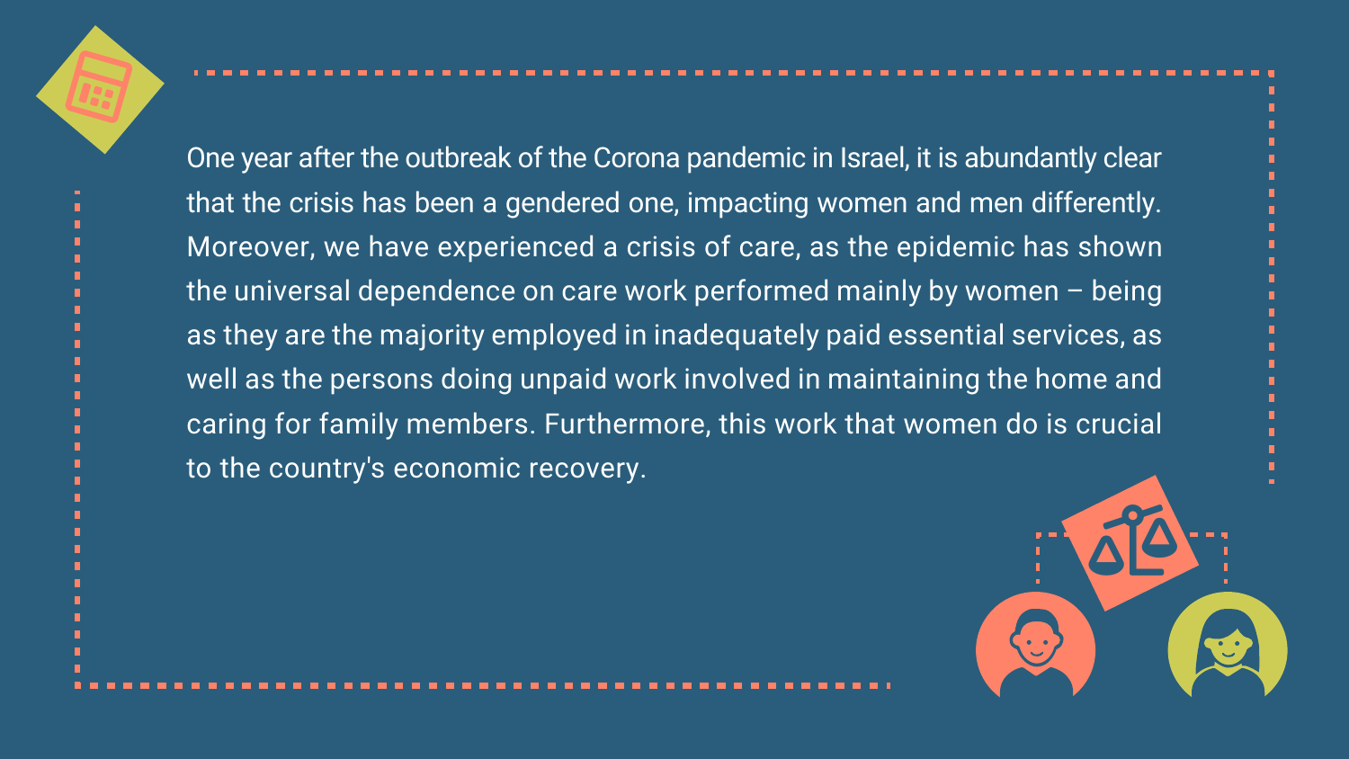One year after the outbreak of the Corona pandemic in Israel, it is abundantly clear that the crisis has been a gendered one, impacting women and men differently. Moreover, we have experienced a crisis of care, as the epidemic has shown the universal dependence on care work performed mainly by women – being as they are the majority employed in inadequately paid essential services, as well as the persons doing unpaid work involved in maintaining the home and caring for family members. Furthermore, this work that women do is crucial to the country's economic recovery.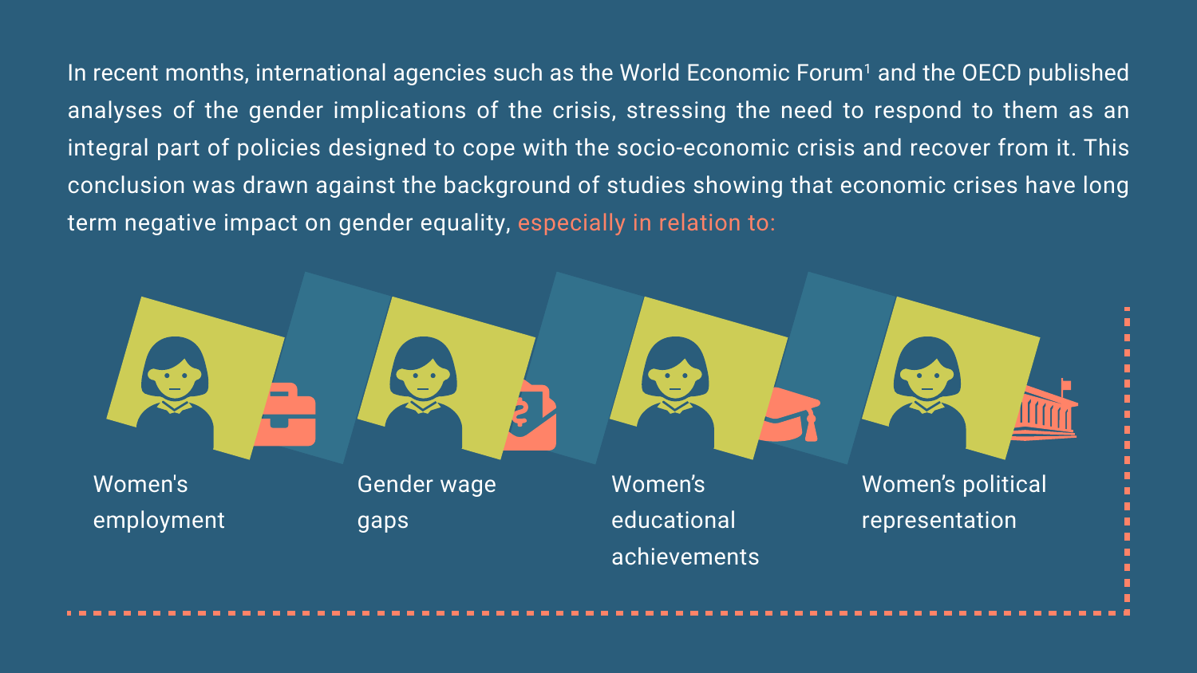In recent months, international agencies such as the World Economic Forum[1] and the OECD published analyses of the gender implications of the crisis, stressing the need to respond to them as an integral part of policies designed to cope with the socio-economic crisis and recover from it. This conclusion was drawn against the background of studies showing that economic crises have long term negative impact on gender equality, especially in relation to:

- Women's employment
- Gender wage gaps
- Women's educational achievements
- Women's political representation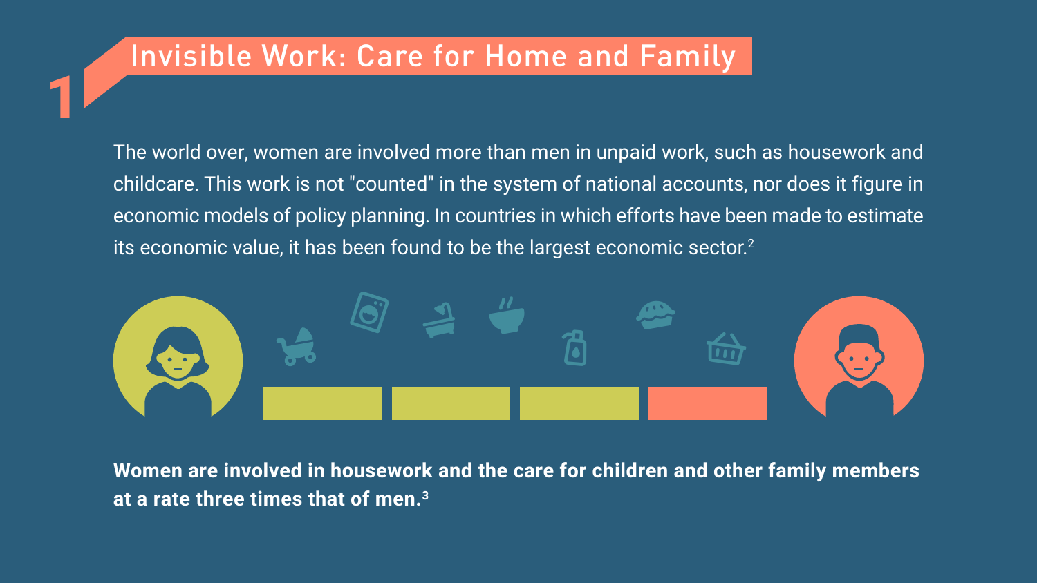# 1 Invisible Work: Care for Home and Family

The world over, women are involved more than men in unpaid work, such as housework and childcare. This work is not "counted" in the system of national accounts, nor does it figure in economic models of policy planning. In countries in which efforts have been made to estimate its economic value, it has been found to be the largest economic sector.[2]

**Women are involved in housework and the care for children and other family members at a rate three times that of men.[3]**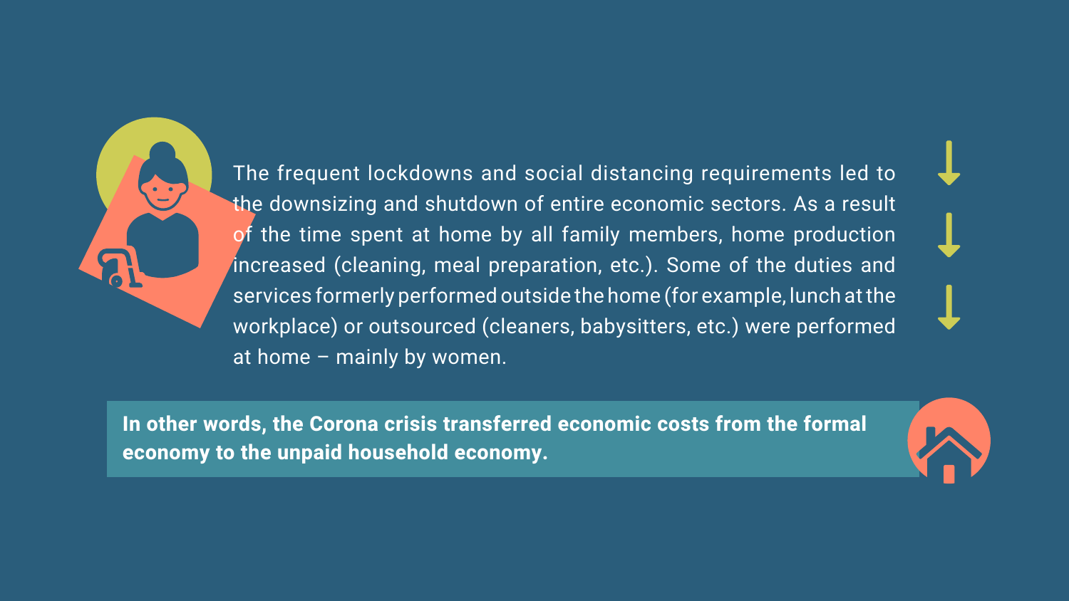The frequent lockdowns and social distancing requirements led to the downsizing and shutdown of entire economic sectors. As a result of the time spent at home by all family members, home production increased (cleaning, meal preparation, etc.). Some of the duties and services formerly performed outside the home (for example, lunch at the workplace) or outsourced (cleaners, babysitters, etc.) were performed at home – mainly by women.

**In other words, the Corona crisis transferred economic costs from the formal economy to the unpaid household economy.**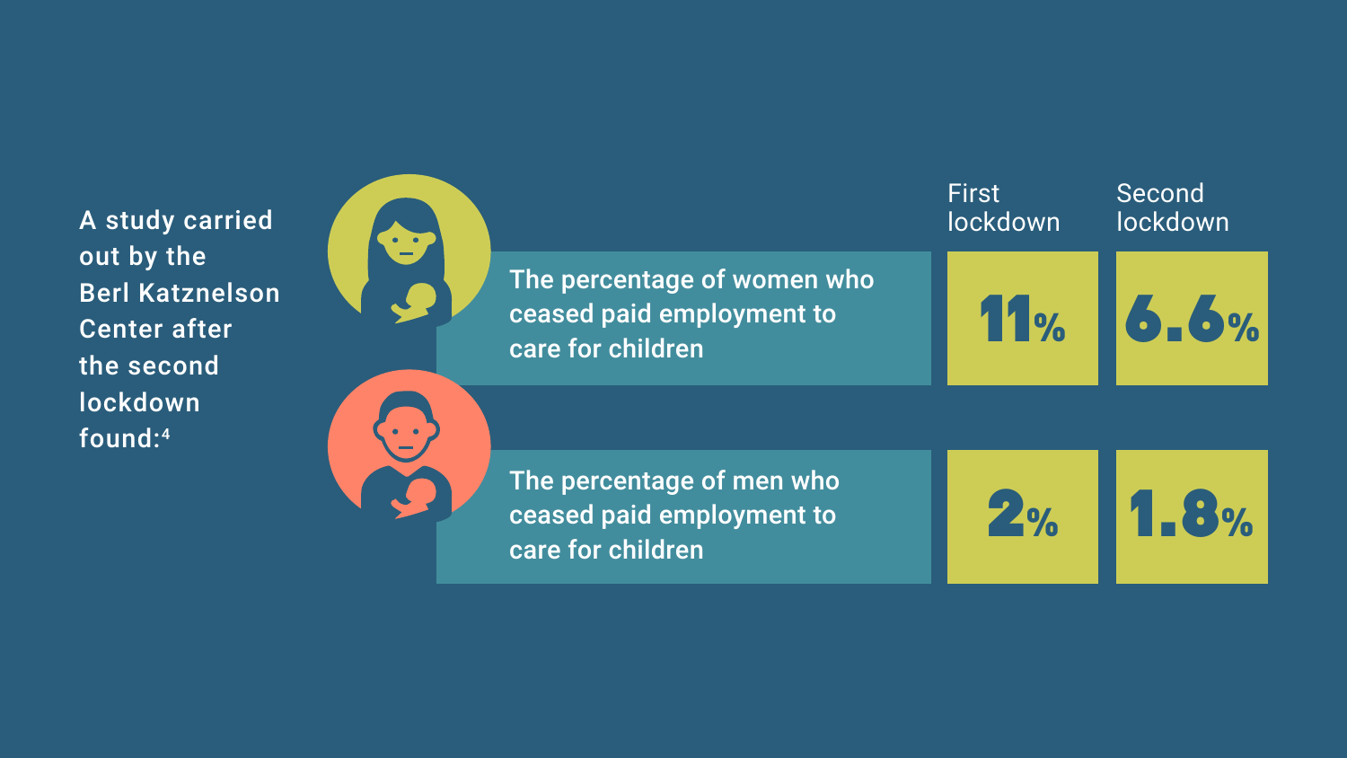A study carried out by the Berl Katznelson Center after the second lockdown found:[4]

| | First lockdown | Second lockdown |
|---|---|---|
| The percentage of women who ceased paid employment to care for children | 11% | 6.6% |
| The percentage of men who ceased paid employment to care for children | 2% | 1.8% |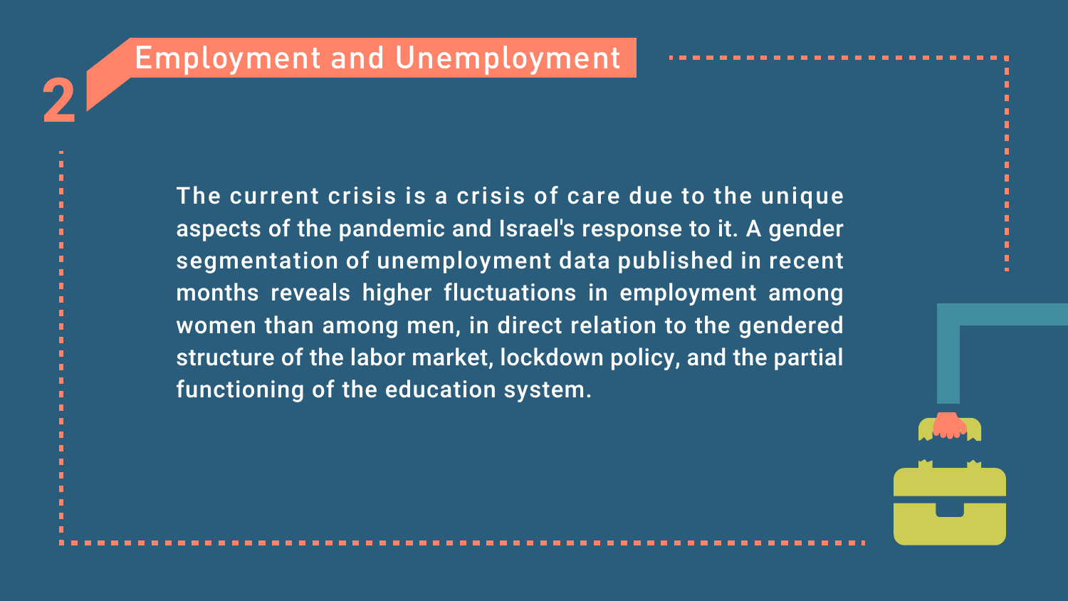## 2 Employment and Unemployment

The current crisis is a crisis of care due to the unique aspects of the pandemic and Israel's response to it. A gender segmentation of unemployment data published in recent months reveals higher fluctuations in employment among women than among men, in direct relation to the gendered structure of the labor market, lockdown policy, and the partial functioning of the education system.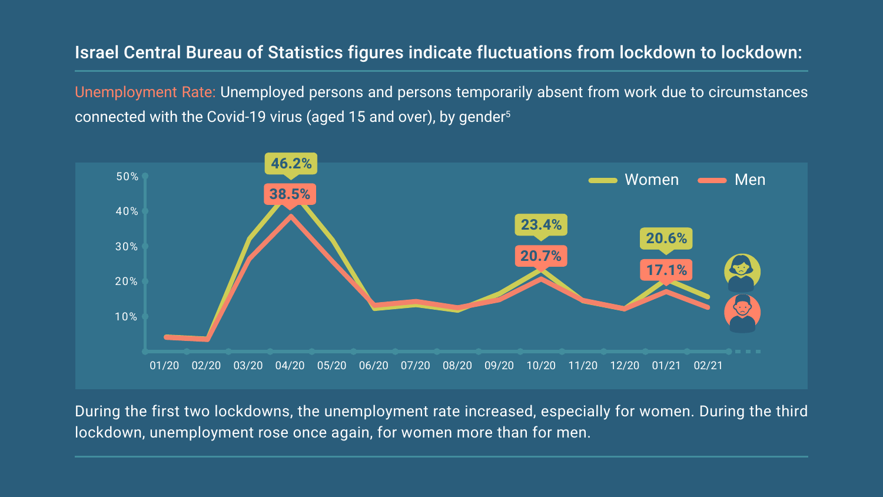**Israel Central Bureau of Statistics figures indicate fluctuations from lockdown to lockdown:**

Unemployment Rate: Unemployed persons and persons temporarily absent from work due to circumstances connected with the Covid-19 virus (aged 15 and over), by gender[5]

| | 04/20 | 10/20 | 01/21 |
|---|---|---|---|
| Women | 46.2% | 23.4% | 20.6% |
| Men | 38.5% | 20.7% | 17.1% |

During the first two lockdowns, the unemployment rate increased, especially for women. During the third lockdown, unemployment rose once again, for women more than for men.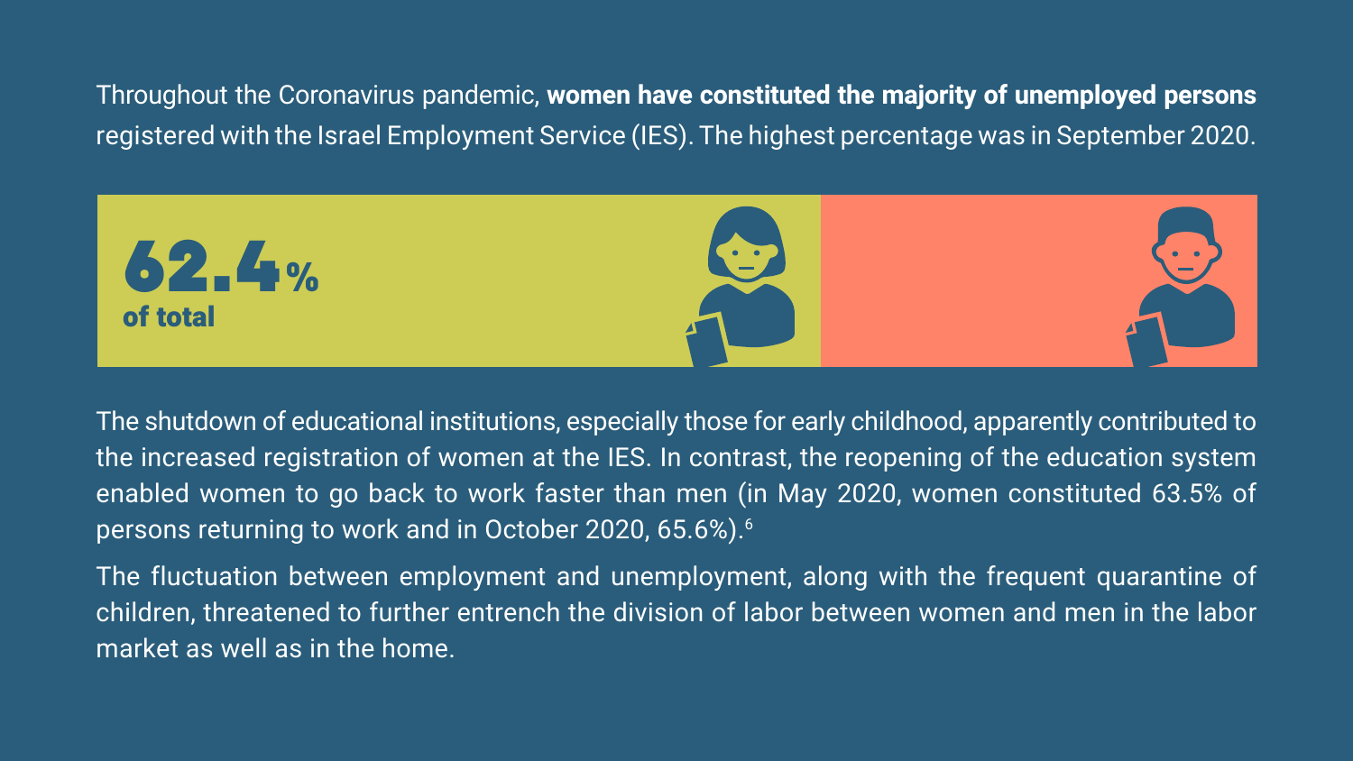Throughout the Coronavirus pandemic, **women have constituted the majority of unemployed persons** registered with the Israel Employment Service (IES). The highest percentage was in September 2020.

**62.4%**
**of total**

The shutdown of educational institutions, especially those for early childhood, apparently contributed to the increased registration of women at the IES. In contrast, the reopening of the education system enabled women to go back to work faster than men (in May 2020, women constituted 63.5% of persons returning to work and in October 2020, 65.6%).[6]

The fluctuation between employment and unemployment, along with the frequent quarantine of children, threatened to further entrench the division of labor between women and men in the labor market as well as in the home.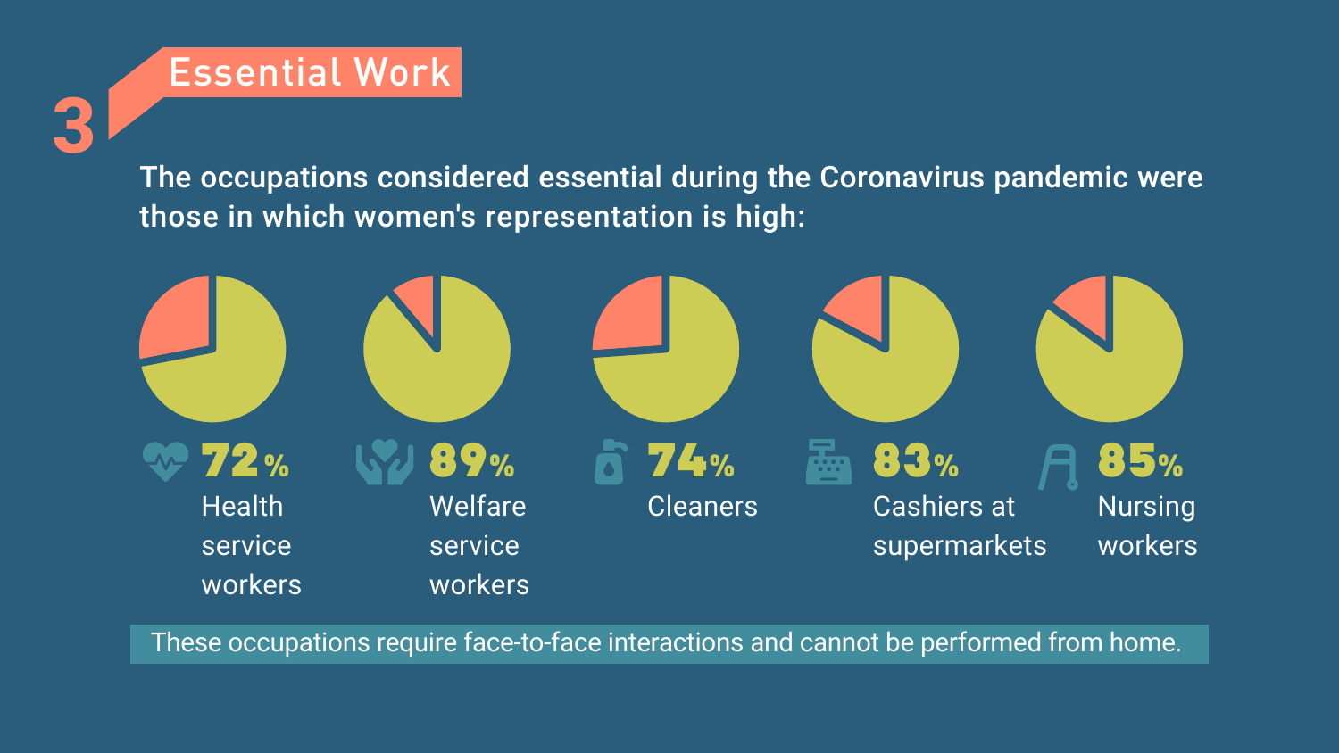# 3 Essential Work

**The occupations considered essential during the Coronavirus pandemic were those in which women's representation is high:**

- **72%** Health service workers
- **89%** Welfare service workers
- **74%** Cleaners
- **83%** Cashiers at supermarkets
- **85%** Nursing workers

These occupations require face-to-face interactions and cannot be performed from home.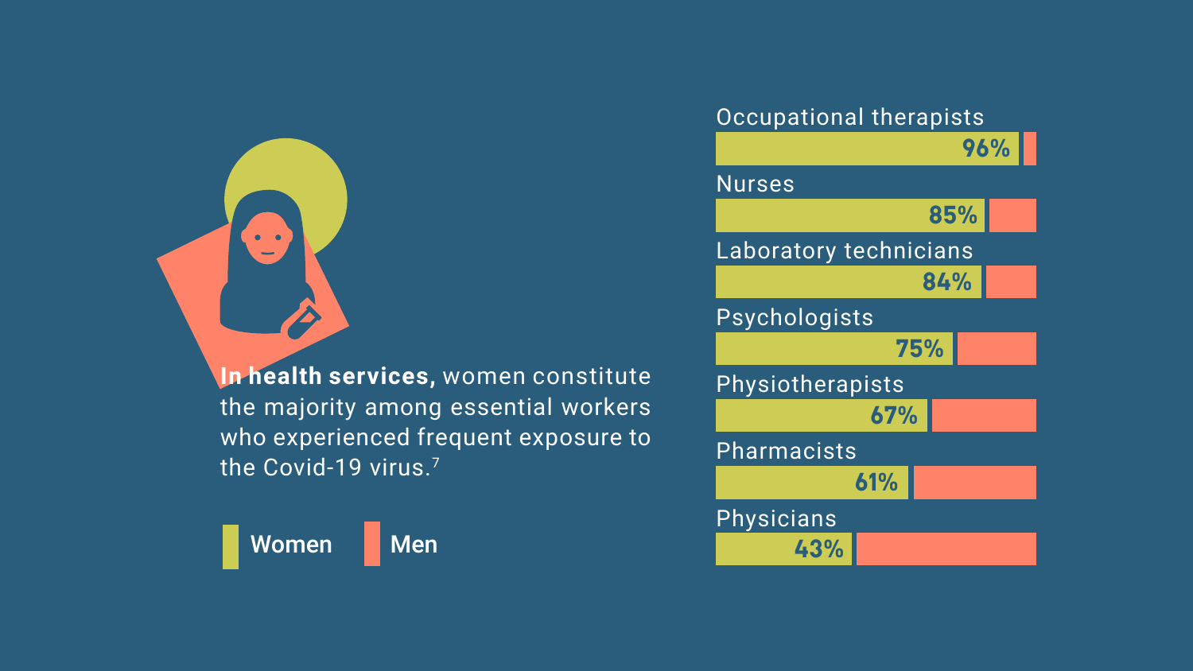**In health services,** women constitute the majority among essential workers who experienced frequent exposure to the Covid-19 virus.[7]

| Occupation | Women |
| --- | --- |
| Occupational therapists | 96% |
| Nurses | 85% |
| Laboratory technicians | 84% |
| Psychologists | 75% |
| Physiotherapists | 67% |
| Pharmacists | 61% |
| Physicians | 43% |

Women | Men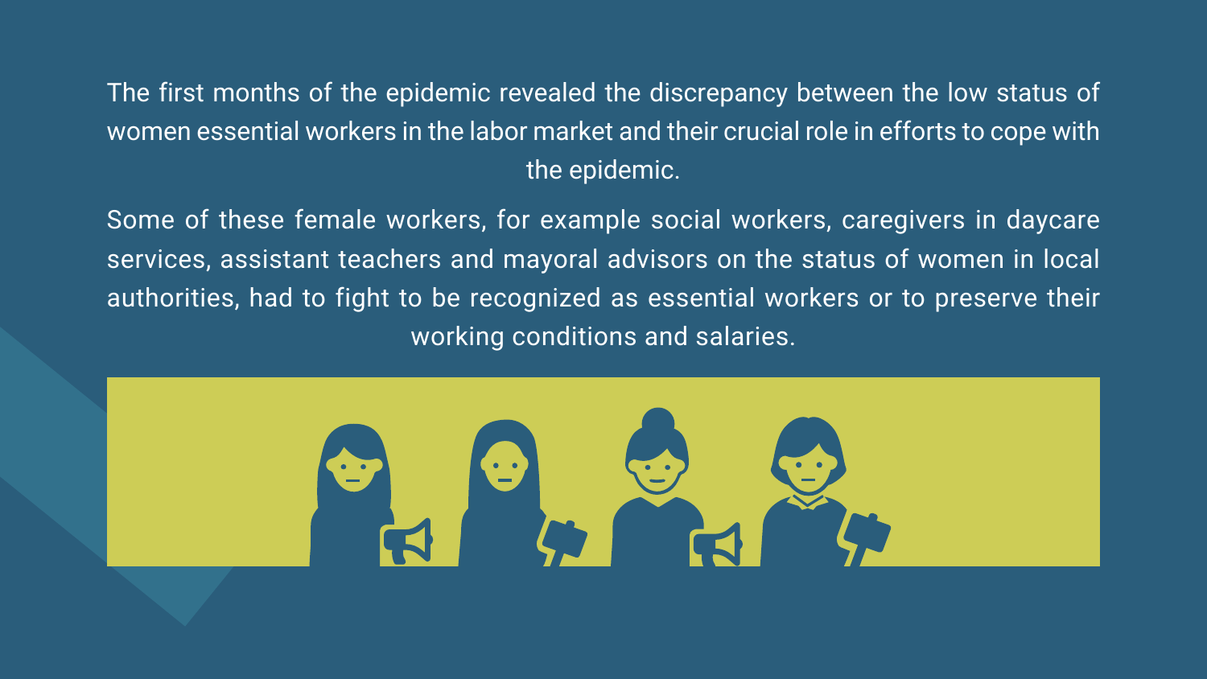The first months of the epidemic revealed the discrepancy between the low status of women essential workers in the labor market and their crucial role in efforts to cope with the epidemic.

Some of these female workers, for example social workers, caregivers in daycare services, assistant teachers and mayoral advisors on the status of women in local authorities, had to fight to be recognized as essential workers or to preserve their working conditions and salaries.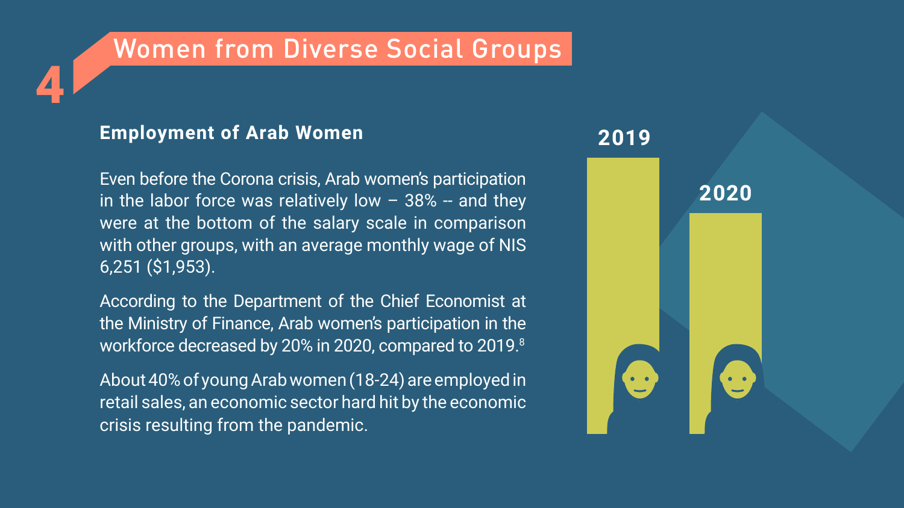# 4 Women from Diverse Social Groups

## Employment of Arab Women

Even before the Corona crisis, Arab women's participation in the labor force was relatively low – 38% -- and they were at the bottom of the salary scale in comparison with other groups, with an average monthly wage of NIS 6,251 ($1,953).

According to the Department of the Chief Economist at the Ministry of Finance, Arab women's participation in the workforce decreased by 20% in 2020, compared to 2019.[8]

About 40% of young Arab women (18-24) are employed in retail sales, an economic sector hard hit by the economic crisis resulting from the pandemic.

2019

2020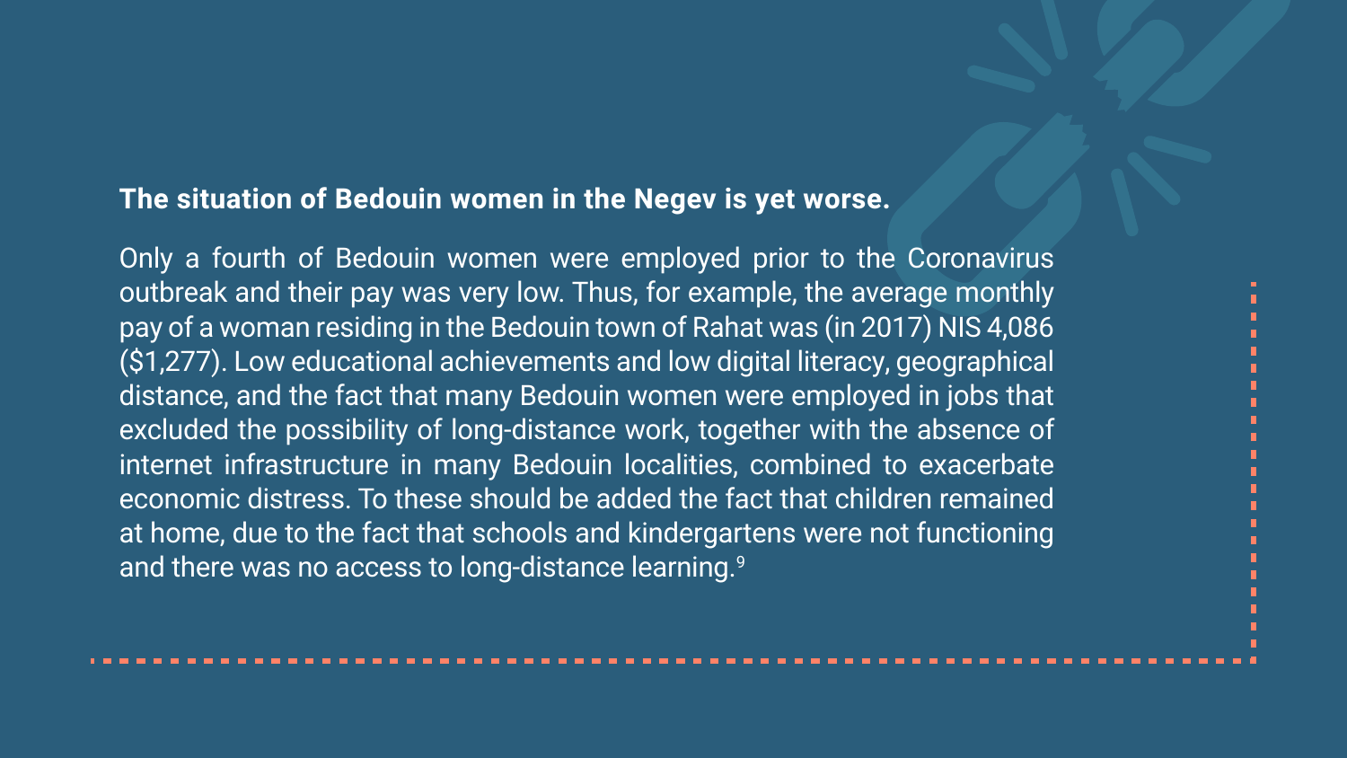**The situation of Bedouin women in the Negev is yet worse.**

Only a fourth of Bedouin women were employed prior to the Coronavirus outbreak and their pay was very low. Thus, for example, the average monthly pay of a woman residing in the Bedouin town of Rahat was (in 2017) NIS 4,086 ($1,277). Low educational achievements and low digital literacy, geographical distance, and the fact that many Bedouin women were employed in jobs that excluded the possibility of long-distance work, together with the absence of internet infrastructure in many Bedouin localities, combined to exacerbate economic distress. To these should be added the fact that children remained at home, due to the fact that schools and kindergartens were not functioning and there was no access to long-distance learning.[9]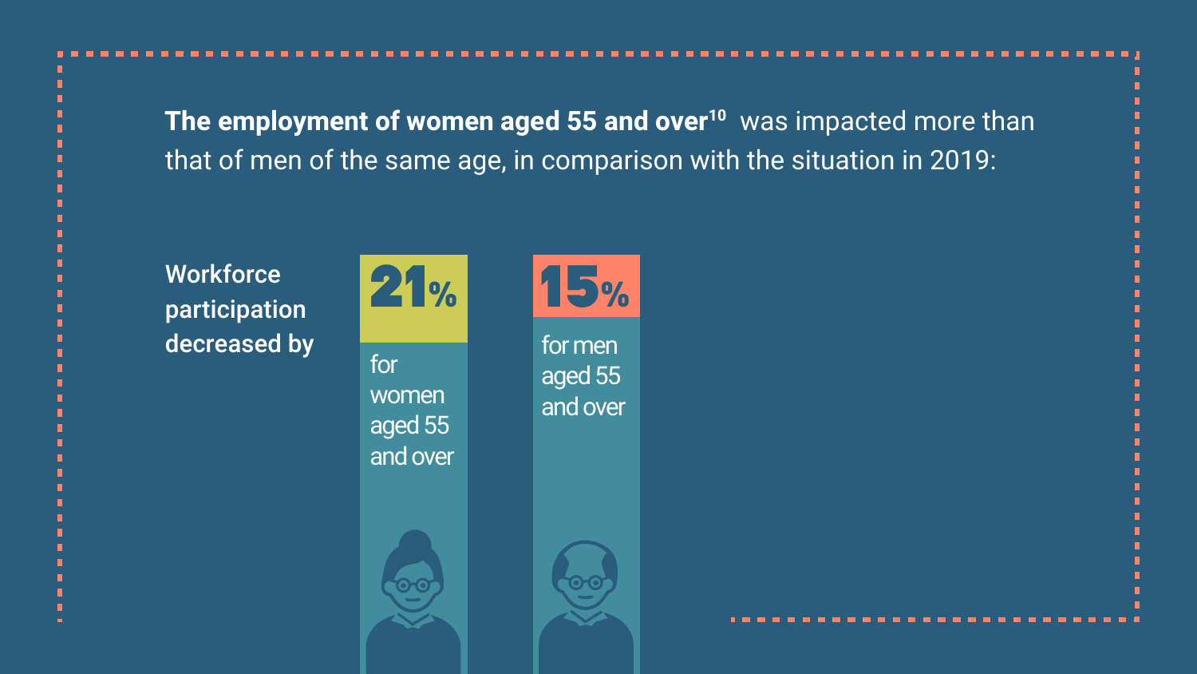**The employment of women aged 55 and over**[10] was impacted more than that of men of the same age, in comparison with the situation in 2019:

**Workforce participation decreased by**

**21%** for women aged 55 and over

**15%** for men aged 55 and over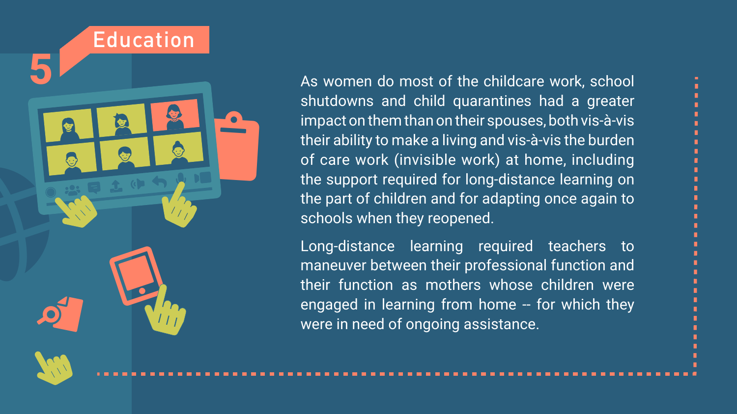## 5 Education

As women do most of the childcare work, school shutdowns and child quarantines had a greater impact on them than on their spouses, both vis-à-vis their ability to make a living and vis-à-vis the burden of care work (invisible work) at home, including the support required for long-distance learning on the part of children and for adapting once again to schools when they reopened.

Long-distance learning required teachers to maneuver between their professional function and their function as mothers whose children were engaged in learning from home -- for which they were in need of ongoing assistance.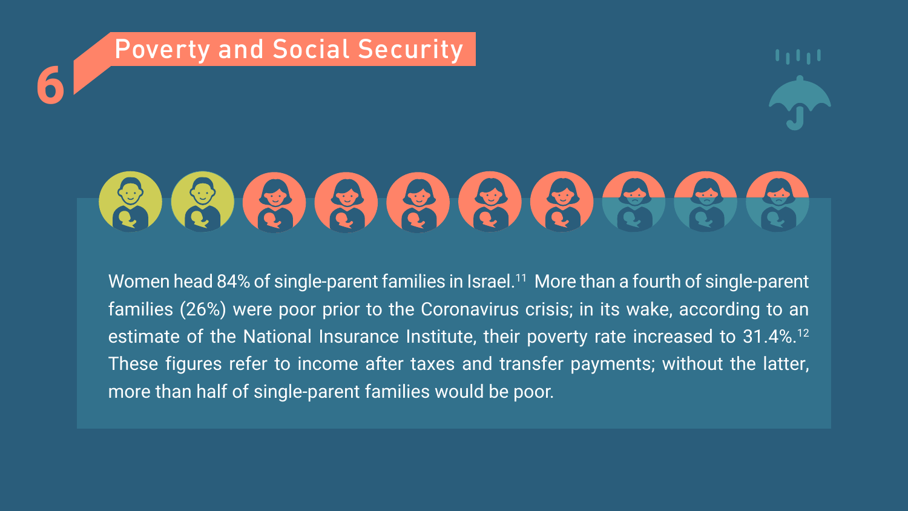# 6 Poverty and Social Security

Women head 84% of single-parent families in Israel.[11] More than a fourth of single-parent families (26%) were poor prior to the Coronavirus crisis; in its wake, according to an estimate of the National Insurance Institute, their poverty rate increased to 31.4%.[12] These figures refer to income after taxes and transfer payments; without the latter, more than half of single-parent families would be poor.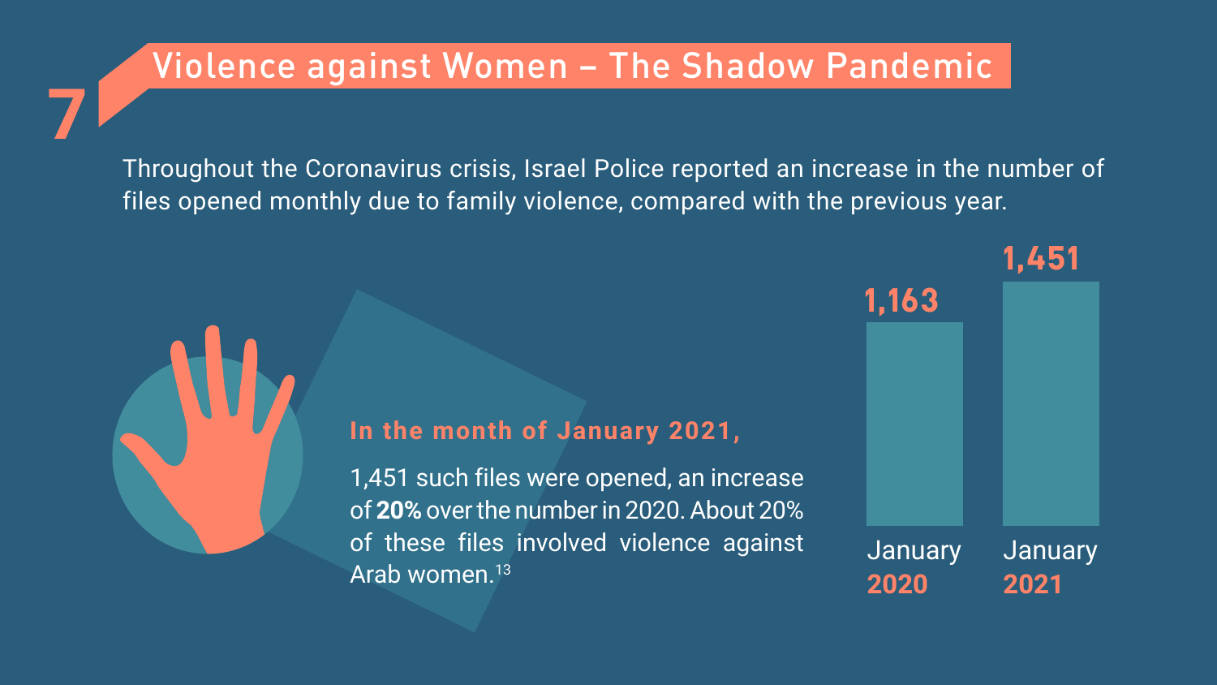## 7 Violence against Women – The Shadow Pandemic

Throughout the Coronavirus crisis, Israel Police reported an increase in the number of files opened monthly due to family violence, compared with the previous year.

**In the month of January 2021,**

1,451 such files were opened, an increase of **20%** over the number in 2020. About 20% of these files involved violence against Arab women.[13]

| January 2020 | January 2021 |
| --- | --- |
| 1,163 | 1,451 |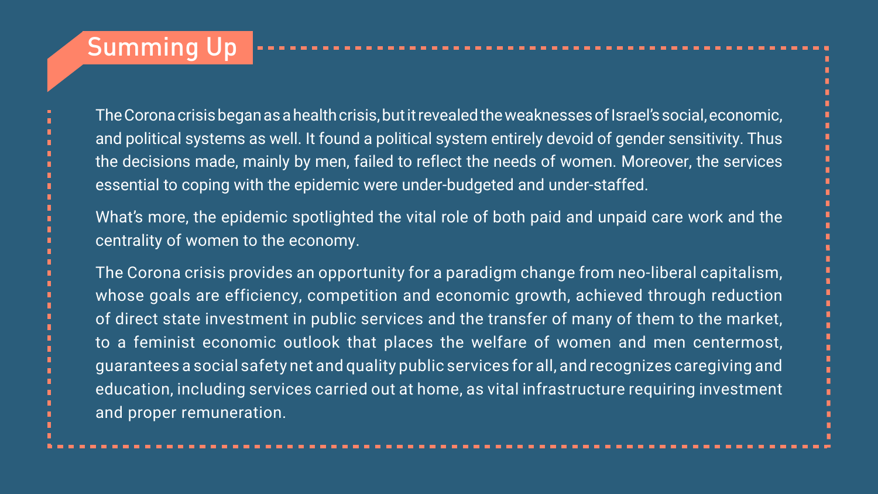## Summing Up

The Corona crisis began as a health crisis, but it revealed the weaknesses of Israel's social, economic, and political systems as well. It found a political system entirely devoid of gender sensitivity. Thus the decisions made, mainly by men, failed to reflect the needs of women. Moreover, the services essential to coping with the epidemic were under-budgeted and under-staffed.

What's more, the epidemic spotlighted the vital role of both paid and unpaid care work and the centrality of women to the economy.

The Corona crisis provides an opportunity for a paradigm change from neo-liberal capitalism, whose goals are efficiency, competition and economic growth, achieved through reduction of direct state investment in public services and the transfer of many of them to the market, to a feminist economic outlook that places the welfare of women and men centermost, guarantees a social safety net and quality public services for all, and recognizes caregiving and education, including services carried out at home, as vital infrastructure requiring investment and proper remuneration.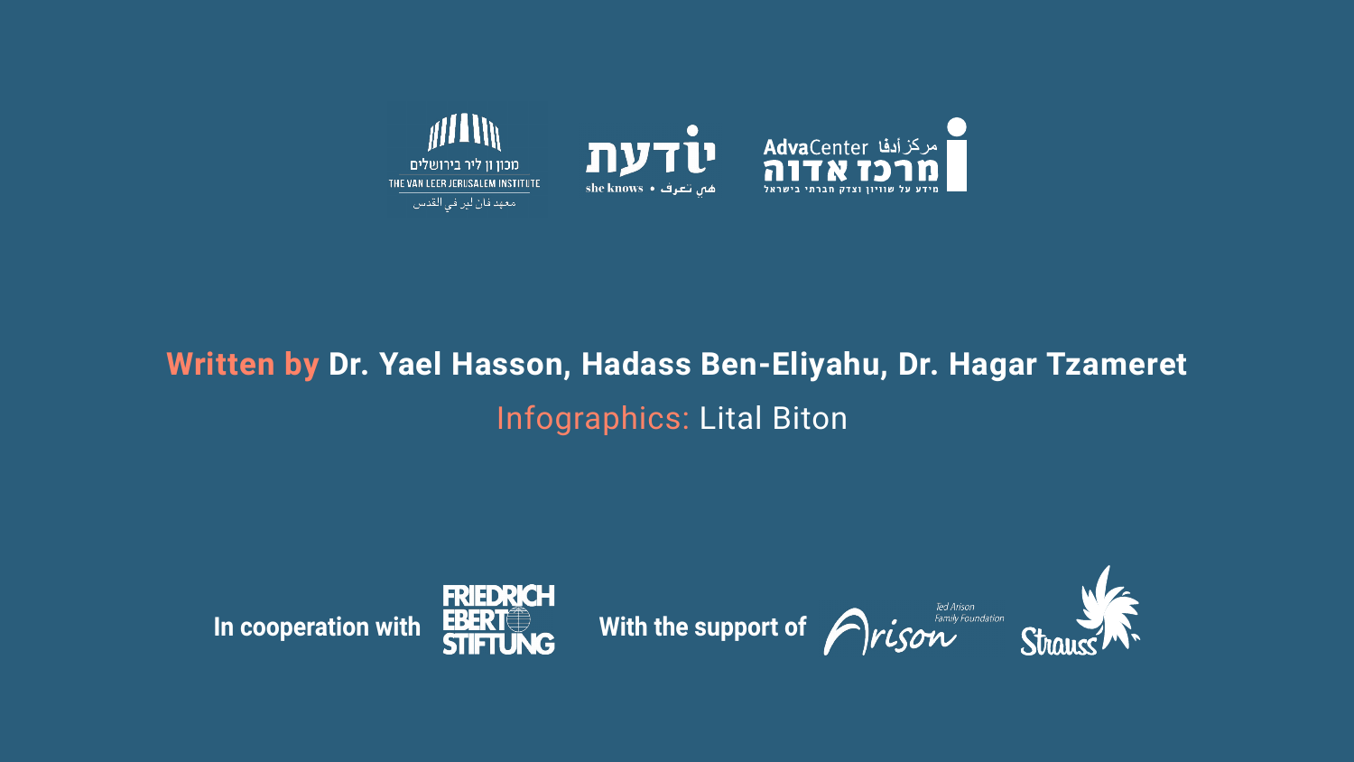מכון ון ליר בירושלים
THE VAN LEER JERUSALEM INSTITUTE
معهد فان لير في القدس

יודעת
she knows • هي تعرف

AdvaCenter مركز أدفا
מרכז אדוה
מידע על שוויון וצדק חברתי בישראל

**Written by Dr. Yael Hasson, Hadass Ben-Eliyahu, Dr. Hagar Tzameret**

Infographics: Lital Biton

**In cooperation with** FRIEDRICH EBERT STIFTUNG

**With the support of** Arison Ted Arison Family Foundation, Strauss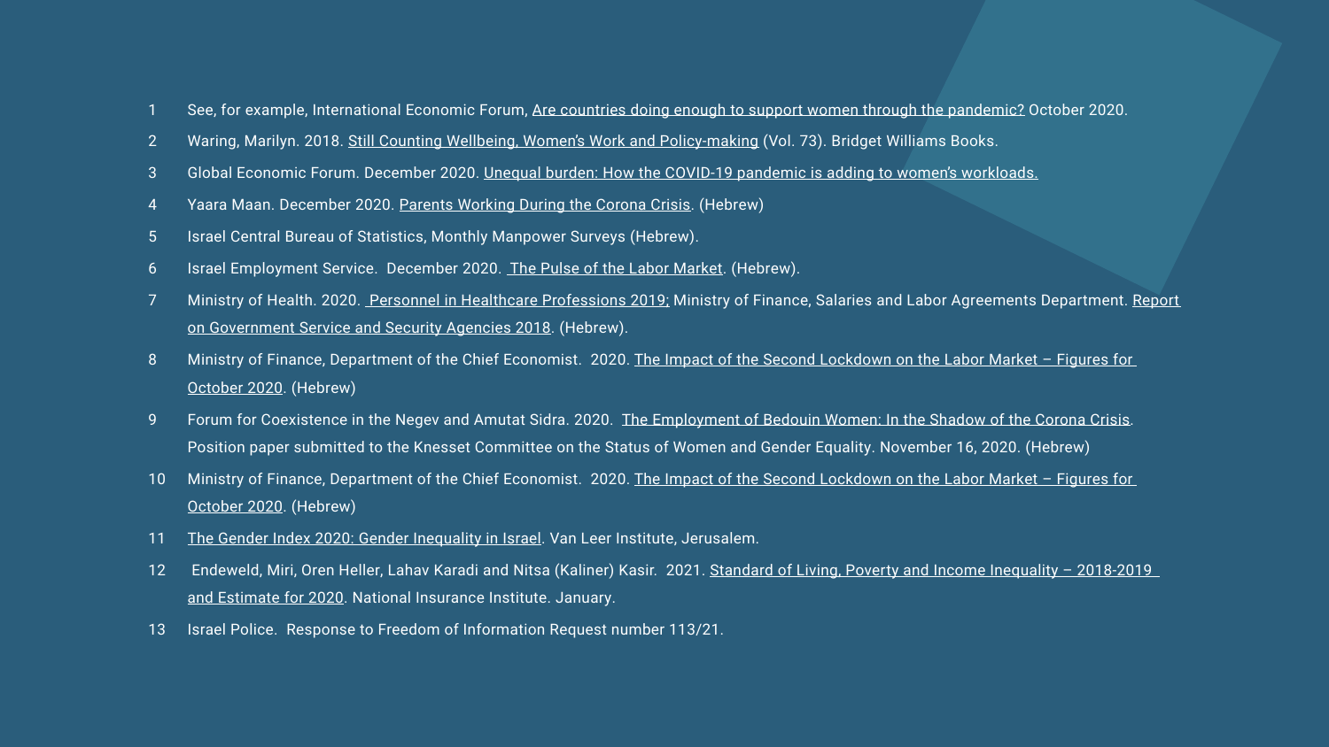1. See, for example, International Economic Forum, Are countries doing enough to support women through the pandemic? October 2020.
2. Waring, Marilyn. 2018. Still Counting Wellbeing, Women's Work and Policy-making (Vol. 73). Bridget Williams Books.
3. Global Economic Forum. December 2020. Unequal burden: How the COVID-19 pandemic is adding to women's workloads.
4. Yaara Maan. December 2020. Parents Working During the Corona Crisis. (Hebrew)
5. Israel Central Bureau of Statistics, Monthly Manpower Surveys (Hebrew).
6. Israel Employment Service. December 2020. The Pulse of the Labor Market. (Hebrew).
7. Ministry of Health. 2020. Personnel in Healthcare Professions 2019; Ministry of Finance, Salaries and Labor Agreements Department. Report on Government Service and Security Agencies 2018. (Hebrew).
8. Ministry of Finance, Department of the Chief Economist. 2020. The Impact of the Second Lockdown on the Labor Market – Figures for October 2020. (Hebrew)
9. Forum for Coexistence in the Negev and Amutat Sidra. 2020. The Employment of Bedouin Women: In the Shadow of the Corona Crisis. Position paper submitted to the Knesset Committee on the Status of Women and Gender Equality. November 16, 2020. (Hebrew)
10. Ministry of Finance, Department of the Chief Economist. 2020. The Impact of the Second Lockdown on the Labor Market – Figures for October 2020. (Hebrew)
11. The Gender Index 2020: Gender Inequality in Israel. Van Leer Institute, Jerusalem.
12. Endeweld, Miri, Oren Heller, Lahav Karadi and Nitsa (Kaliner) Kasir. 2021. Standard of Living, Poverty and Income Inequality – 2018-2019 and Estimate for 2020. National Insurance Institute. January.
13. Israel Police. Response to Freedom of Information Request number 113/21.